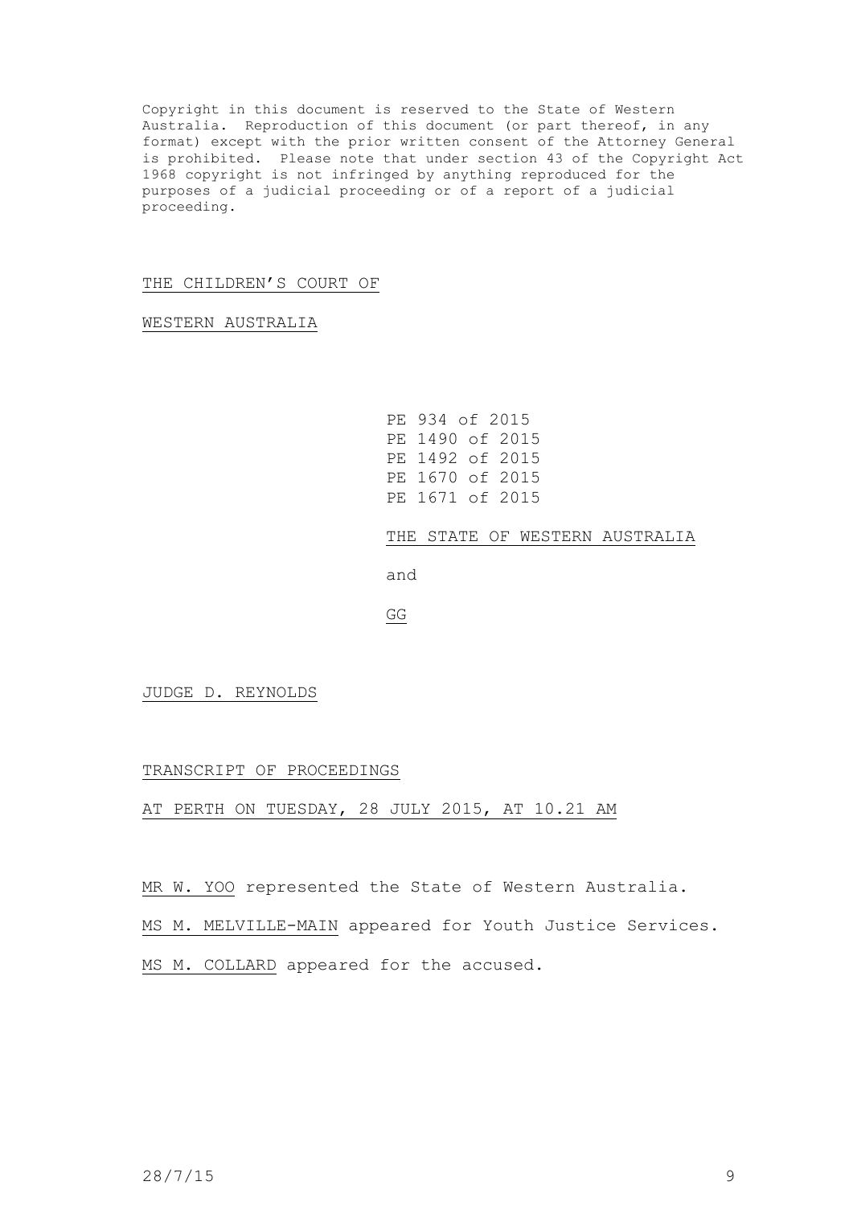Copyright in this document is reserved to the State of Western Australia. Reproduction of this document (or part thereof, in any format) except with the prior written consent of the Attorney General is prohibited. Please note that under section 43 of the Copyright Act 1968 copyright is not infringed by anything reproduced for the purposes of a judicial proceeding or of a report of a judicial proceeding.

THE CHILDREN'S COURT OF

WESTERN AUSTRALIA

PE 934 of 2015
PE 1490 of 2015
PE 1492 of 2015
PE 1670 of 2015
PE 1671 of 2015

THE STATE OF WESTERN AUSTRALIA

and

GG

JUDGE D. REYNOLDS

TRANSCRIPT OF PROCEEDINGS

AT PERTH ON TUESDAY, 28 JULY 2015, AT 10.21 AM

MR W. YOO represented the State of Western Australia.

MS M. MELVILLE-MAIN appeared for Youth Justice Services.

MS M. COLLARD appeared for the accused.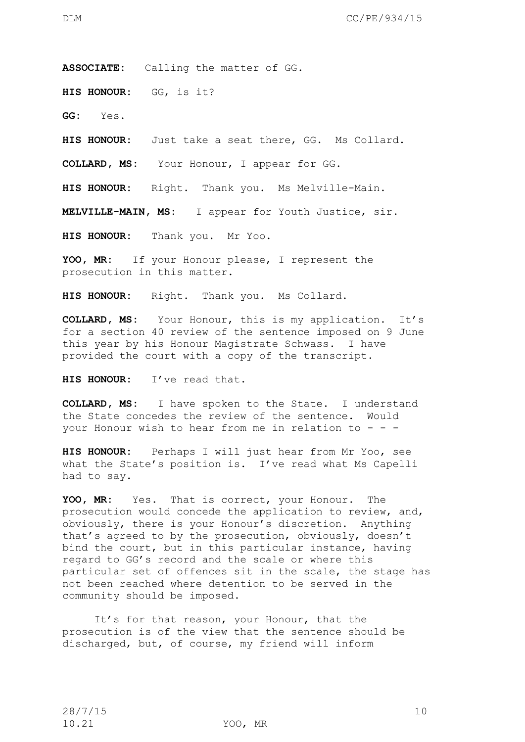**ASSOCIATE:** Calling the matter of GG.

**HIS HONOUR:** GG, is it?

**GG:** Yes.

**HIS HONOUR:** Just take a seat there, GG. Ms Collard.

**COLLARD, MS:** Your Honour, I appear for GG.

**HIS HONOUR:** Right. Thank you. Ms Melville-Main.

**MELVILLE-MAIN, MS:** I appear for Youth Justice, sir.

**HIS HONOUR:** Thank you. Mr Yoo.

**YOO, MR:** If your Honour please, I represent the prosecution in this matter.

**HIS HONOUR:** Right. Thank you. Ms Collard.

**COLLARD, MS:** Your Honour, this is my application. It's for a section 40 review of the sentence imposed on 9 June this year by his Honour Magistrate Schwass. I have provided the court with a copy of the transcript.

**HIS HONOUR:** I've read that.

**COLLARD, MS:** I have spoken to the State. I understand the State concedes the review of the sentence. Would your Honour wish to hear from me in relation to - - -

**HIS HONOUR:** Perhaps I will just hear from Mr Yoo, see what the State's position is. I've read what Ms Capelli had to say.

**YOO, MR:** Yes. That is correct, your Honour. The prosecution would concede the application to review, and, obviously, there is your Honour's discretion. Anything that's agreed to by the prosecution, obviously, doesn't bind the court, but in this particular instance, having regard to GG's record and the scale or where this particular set of offences sit in the scale, the stage has not been reached where detention to be served in the community should be imposed.

It's for that reason, your Honour, that the prosecution is of the view that the sentence should be discharged, but, of course, my friend will inform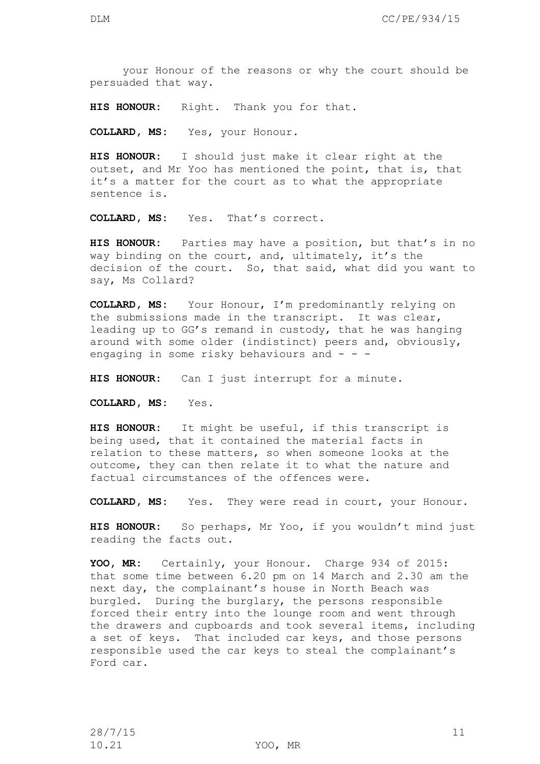your Honour of the reasons or why the court should be persuaded that way.

**HIS HONOUR:** Right. Thank you for that.

**COLLARD, MS:** Yes, your Honour.

**HIS HONOUR:** I should just make it clear right at the outset, and Mr Yoo has mentioned the point, that is, that it's a matter for the court as to what the appropriate sentence is.

**COLLARD, MS:** Yes. That's correct.

**HIS HONOUR:** Parties may have a position, but that's in no way binding on the court, and, ultimately, it's the decision of the court. So, that said, what did you want to say, Ms Collard?

**COLLARD, MS:** Your Honour, I'm predominantly relying on the submissions made in the transcript. It was clear, leading up to GG's remand in custody, that he was hanging around with some older (indistinct) peers and, obviously, engaging in some risky behaviours and - - -

**HIS HONOUR:** Can I just interrupt for a minute.

**COLLARD, MS:** Yes.

**HIS HONOUR:** It might be useful, if this transcript is being used, that it contained the material facts in relation to these matters, so when someone looks at the outcome, they can then relate it to what the nature and factual circumstances of the offences were.

**COLLARD, MS:** Yes. They were read in court, your Honour.

**HIS HONOUR:** So perhaps, Mr Yoo, if you wouldn't mind just reading the facts out.

**YOO, MR:** Certainly, your Honour. Charge 934 of 2015: that some time between 6.20 pm on 14 March and 2.30 am the next day, the complainant's house in North Beach was burgled. During the burglary, the persons responsible forced their entry into the lounge room and went through the drawers and cupboards and took several items, including a set of keys. That included car keys, and those persons responsible used the car keys to steal the complainant's Ford car.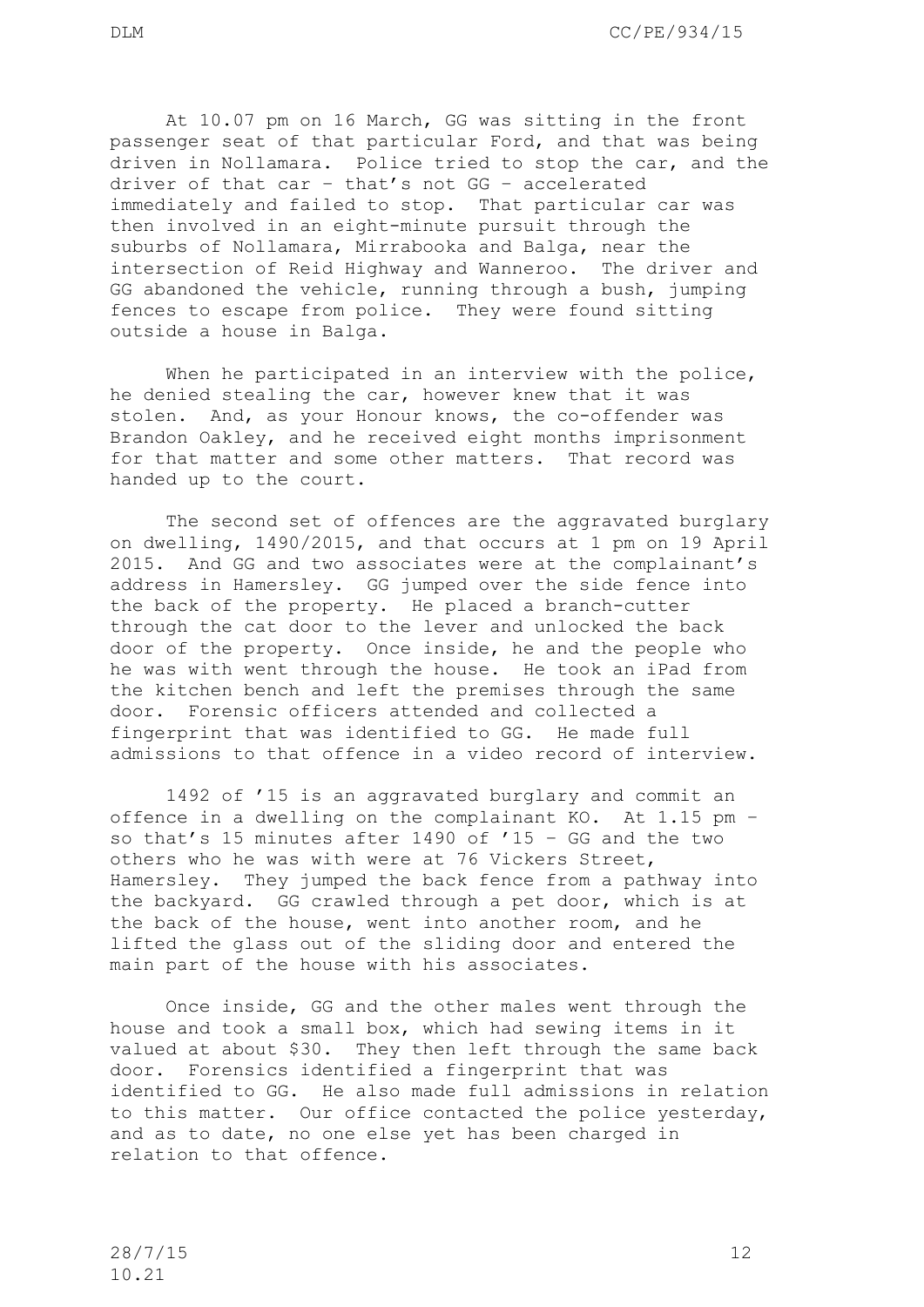At 10.07 pm on 16 March, GG was sitting in the front passenger seat of that particular Ford, and that was being driven in Nollamara. Police tried to stop the car, and the driver of that car – that's not GG – accelerated immediately and failed to stop. That particular car was then involved in an eight-minute pursuit through the suburbs of Nollamara, Mirrabooka and Balga, near the intersection of Reid Highway and Wanneroo. The driver and GG abandoned the vehicle, running through a bush, jumping fences to escape from police. They were found sitting outside a house in Balga.

When he participated in an interview with the police, he denied stealing the car, however knew that it was stolen. And, as your Honour knows, the co-offender was Brandon Oakley, and he received eight months imprisonment for that matter and some other matters. That record was handed up to the court.

The second set of offences are the aggravated burglary on dwelling, 1490/2015, and that occurs at 1 pm on 19 April 2015. And GG and two associates were at the complainant's address in Hamersley. GG jumped over the side fence into the back of the property. He placed a branch-cutter through the cat door to the lever and unlocked the back door of the property. Once inside, he and the people who he was with went through the house. He took an iPad from the kitchen bench and left the premises through the same door. Forensic officers attended and collected a fingerprint that was identified to GG. He made full admissions to that offence in a video record of interview.

1492 of '15 is an aggravated burglary and commit an offence in a dwelling on the complainant KO. At 1.15 pm – so that's 15 minutes after 1490 of '15 – GG and the two others who he was with were at 76 Vickers Street, Hamersley. They jumped the back fence from a pathway into the backyard. GG crawled through a pet door, which is at the back of the house, went into another room, and he lifted the glass out of the sliding door and entered the main part of the house with his associates.

Once inside, GG and the other males went through the house and took a small box, which had sewing items in it valued at about $30. They then left through the same back door. Forensics identified a fingerprint that was identified to GG. He also made full admissions in relation to this matter. Our office contacted the police yesterday, and as to date, no one else yet has been charged in relation to that offence.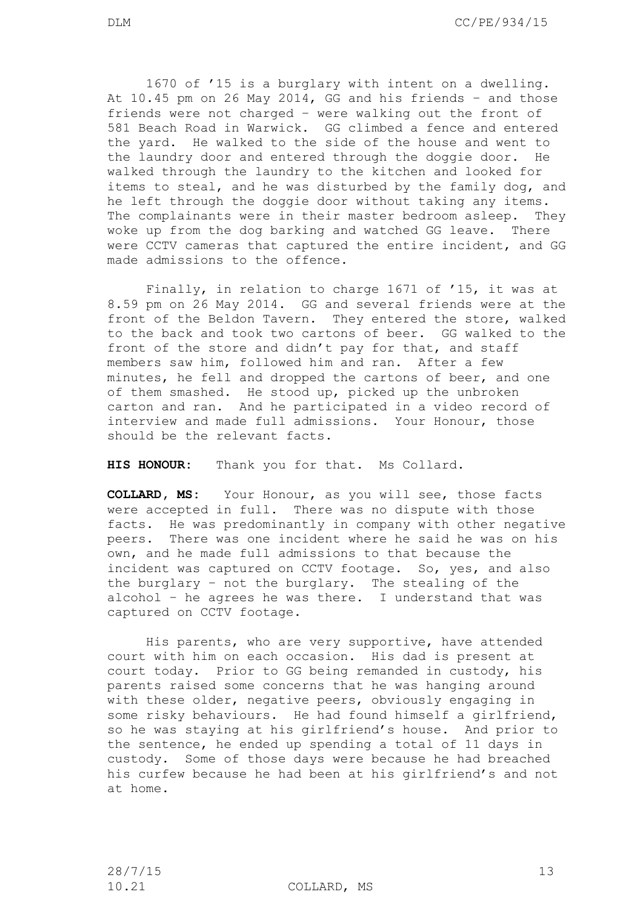1670 of '15 is a burglary with intent on a dwelling. At 10.45 pm on 26 May 2014, GG and his friends – and those friends were not charged – were walking out the front of 581 Beach Road in Warwick. GG climbed a fence and entered the yard. He walked to the side of the house and went to the laundry door and entered through the doggie door. He walked through the laundry to the kitchen and looked for items to steal, and he was disturbed by the family dog, and he left through the doggie door without taking any items. The complainants were in their master bedroom asleep. They woke up from the dog barking and watched GG leave. There were CCTV cameras that captured the entire incident, and GG made admissions to the offence.

Finally, in relation to charge 1671 of '15, it was at 8.59 pm on 26 May 2014. GG and several friends were at the front of the Beldon Tavern. They entered the store, walked to the back and took two cartons of beer. GG walked to the front of the store and didn't pay for that, and staff members saw him, followed him and ran. After a few minutes, he fell and dropped the cartons of beer, and one of them smashed. He stood up, picked up the unbroken carton and ran. And he participated in a video record of interview and made full admissions. Your Honour, those should be the relevant facts.

**HIS HONOUR:** Thank you for that. Ms Collard.

**COLLARD, MS:** Your Honour, as you will see, those facts were accepted in full. There was no dispute with those facts. He was predominantly in company with other negative peers. There was one incident where he said he was on his own, and he made full admissions to that because the incident was captured on CCTV footage. So, yes, and also the burglary – not the burglary. The stealing of the alcohol – he agrees he was there. I understand that was captured on CCTV footage.

His parents, who are very supportive, have attended court with him on each occasion. His dad is present at court today. Prior to GG being remanded in custody, his parents raised some concerns that he was hanging around with these older, negative peers, obviously engaging in some risky behaviours. He had found himself a girlfriend, so he was staying at his girlfriend's house. And prior to the sentence, he ended up spending a total of 11 days in custody. Some of those days were because he had breached his curfew because he had been at his girlfriend's and not at home.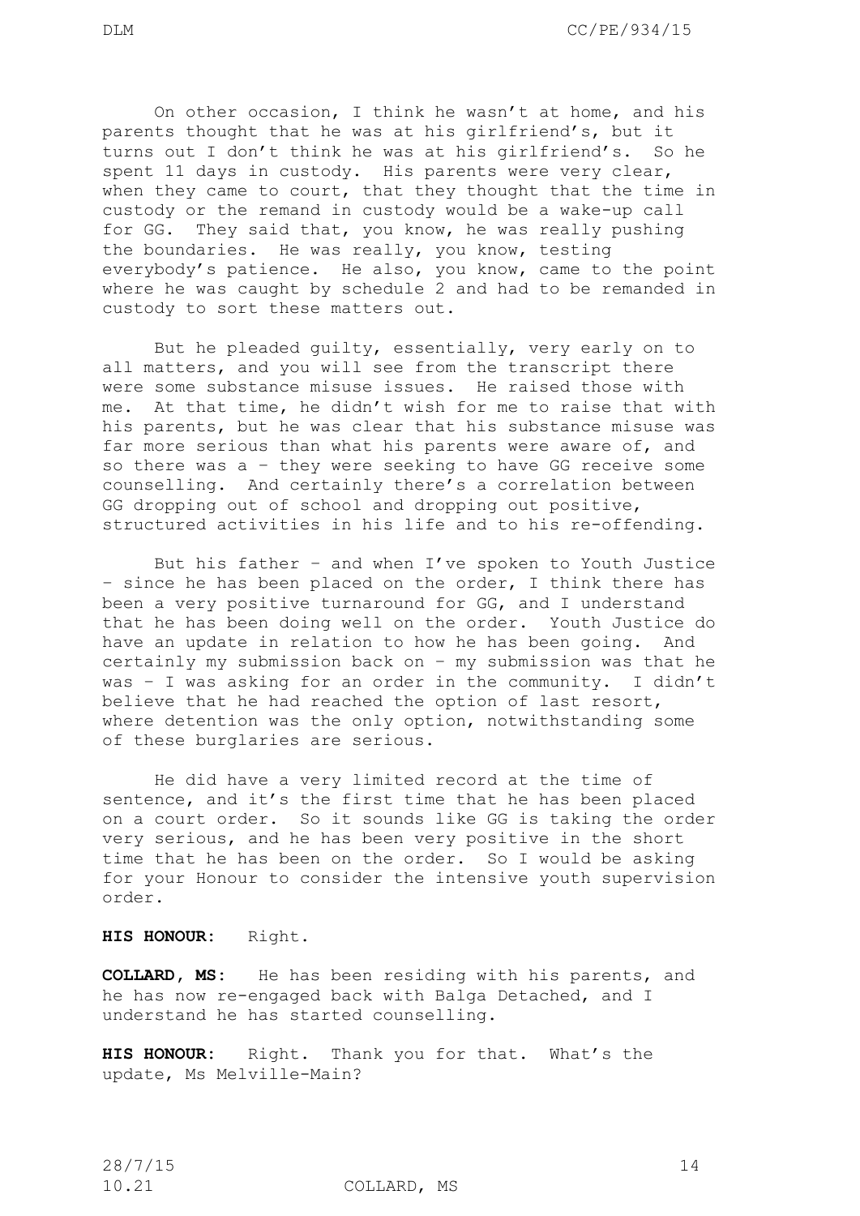On other occasion, I think he wasn't at home, and his parents thought that he was at his girlfriend's, but it turns out I don't think he was at his girlfriend's. So he spent 11 days in custody. His parents were very clear, when they came to court, that they thought that the time in custody or the remand in custody would be a wake-up call for GG. They said that, you know, he was really pushing the boundaries. He was really, you know, testing everybody's patience. He also, you know, came to the point where he was caught by schedule 2 and had to be remanded in custody to sort these matters out.

But he pleaded guilty, essentially, very early on to all matters, and you will see from the transcript there were some substance misuse issues. He raised those with me. At that time, he didn't wish for me to raise that with his parents, but he was clear that his substance misuse was far more serious than what his parents were aware of, and so there was a – they were seeking to have GG receive some counselling. And certainly there's a correlation between GG dropping out of school and dropping out positive, structured activities in his life and to his re-offending.

But his father – and when I've spoken to Youth Justice – since he has been placed on the order, I think there has been a very positive turnaround for GG, and I understand that he has been doing well on the order. Youth Justice do have an update in relation to how he has been going. And certainly my submission back on – my submission was that he was – I was asking for an order in the community. I didn't believe that he had reached the option of last resort, where detention was the only option, notwithstanding some of these burglaries are serious.

He did have a very limited record at the time of sentence, and it's the first time that he has been placed on a court order. So it sounds like GG is taking the order very serious, and he has been very positive in the short time that he has been on the order. So I would be asking for your Honour to consider the intensive youth supervision order.

**HIS HONOUR**: Right.

**COLLARD, MS**: He has been residing with his parents, and he has now re-engaged back with Balga Detached, and I understand he has started counselling.

**HIS HONOUR**: Right. Thank you for that. What's the update, Ms Melville-Main?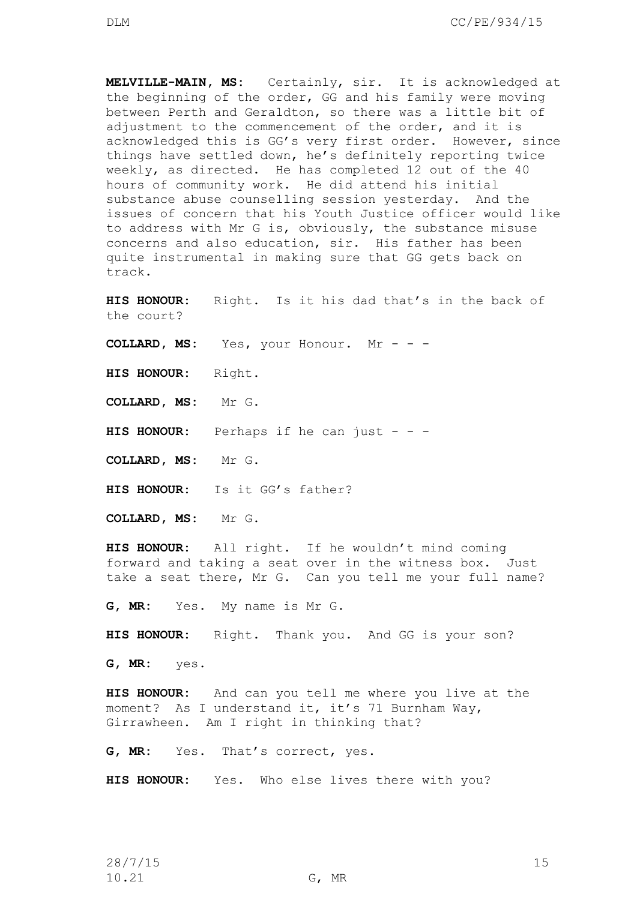**MELVILLE-MAIN, MS:** Certainly, sir. It is acknowledged at the beginning of the order, GG and his family were moving between Perth and Geraldton, so there was a little bit of adjustment to the commencement of the order, and it is acknowledged this is GG's very first order. However, since things have settled down, he's definitely reporting twice weekly, as directed. He has completed 12 out of the 40 hours of community work. He did attend his initial substance abuse counselling session yesterday. And the issues of concern that his Youth Justice officer would like to address with Mr G is, obviously, the substance misuse concerns and also education, sir. His father has been quite instrumental in making sure that GG gets back on track.

**HIS HONOUR:** Right. Is it his dad that's in the back of the court?

**COLLARD, MS:** Yes, your Honour. Mr - - -

**HIS HONOUR:** Right.

**COLLARD, MS:** Mr G.

**HIS HONOUR:** Perhaps if he can just - - -

**COLLARD, MS:** Mr G.

**HIS HONOUR:** Is it GG's father?

**COLLARD, MS:** Mr G.

**HIS HONOUR:** All right. If he wouldn't mind coming forward and taking a seat over in the witness box. Just take a seat there, Mr G. Can you tell me your full name?

**G, MR:** Yes. My name is Mr G.

**HIS HONOUR:** Right. Thank you. And GG is your son?

**G, MR:** yes.

**HIS HONOUR:** And can you tell me where you live at the moment? As I understand it, it's 71 Burnham Way, Girrawheen. Am I right in thinking that?

**G, MR:** Yes. That's correct, yes.

**HIS HONOUR:** Yes. Who else lives there with you?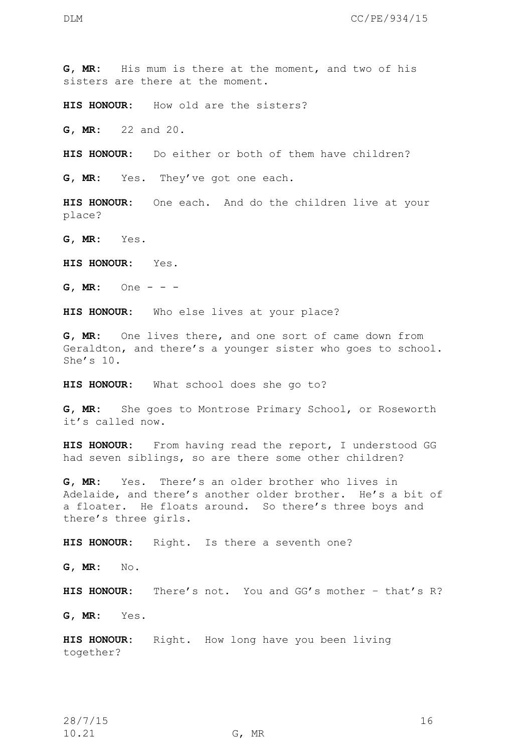**G, MR:** His mum is there at the moment, and two of his sisters are there at the moment.

**HIS HONOUR:** How old are the sisters?

**G, MR:** 22 and 20.

**HIS HONOUR:** Do either or both of them have children?

**G, MR:** Yes. They've got one each.

**HIS HONOUR:** One each. And do the children live at your place?

**G, MR:** Yes.

**HIS HONOUR:** Yes.

**G, MR:** One - - -

**HIS HONOUR:** Who else lives at your place?

**G, MR:** One lives there, and one sort of came down from Geraldton, and there's a younger sister who goes to school. She's 10.

**HIS HONOUR:** What school does she go to?

**G, MR:** She goes to Montrose Primary School, or Roseworth it's called now.

**HIS HONOUR:** From having read the report, I understood GG had seven siblings, so are there some other children?

**G, MR:** Yes. There's an older brother who lives in Adelaide, and there's another older brother. He's a bit of a floater. He floats around. So there's three boys and there's three girls.

**HIS HONOUR:** Right. Is there a seventh one?

**G, MR:** No.

**HIS HONOUR:** There's not. You and GG's mother – that's R?

**G, MR:** Yes.

**HIS HONOUR:** Right. How long have you been living together?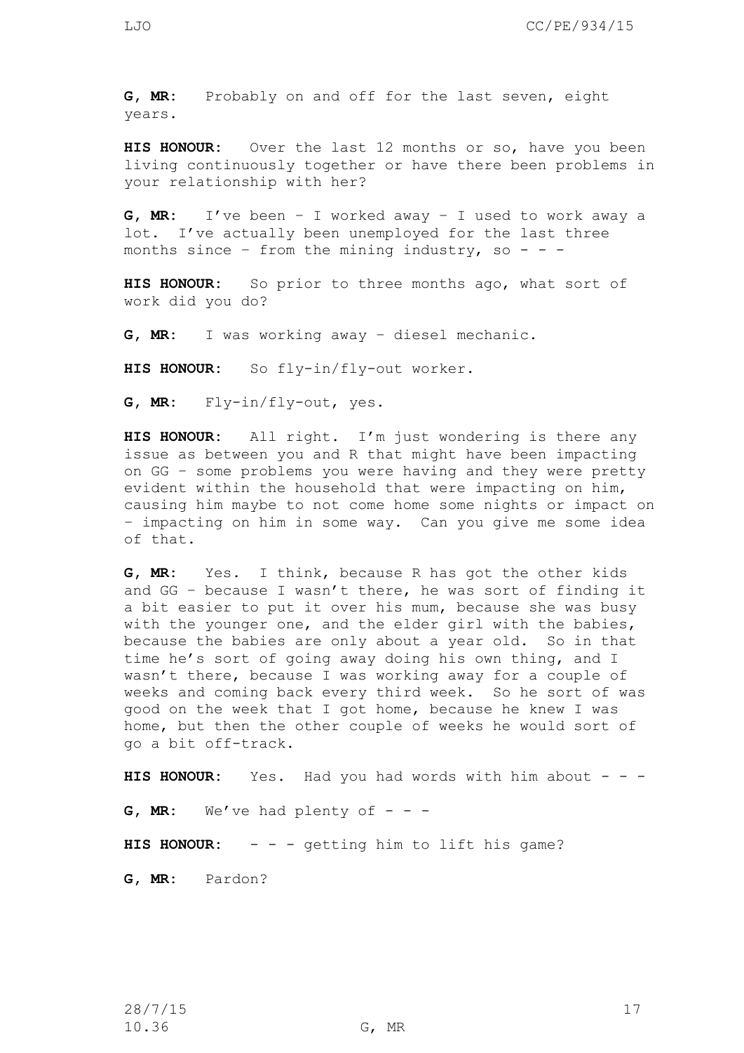**G, MR**: Probably on and off for the last seven, eight years.

**HIS HONOUR**: Over the last 12 months or so, have you been living continuously together or have there been problems in your relationship with her?

**G, MR**: I've been – I worked away – I used to work away a lot. I've actually been unemployed for the last three months since – from the mining industry, so - - -

**HIS HONOUR**: So prior to three months ago, what sort of work did you do?

**G, MR**: I was working away – diesel mechanic.

**HIS HONOUR**: So fly-in/fly-out worker.

**G, MR**: Fly-in/fly-out, yes.

**HIS HONOUR**: All right. I'm just wondering is there any issue as between you and R that might have been impacting on GG – some problems you were having and they were pretty evident within the household that were impacting on him, causing him maybe to not come home some nights or impact on – impacting on him in some way. Can you give me some idea of that.

**G, MR**: Yes. I think, because R has got the other kids and GG – because I wasn't there, he was sort of finding it a bit easier to put it over his mum, because she was busy with the younger one, and the elder girl with the babies, because the babies are only about a year old. So in that time he's sort of going away doing his own thing, and I wasn't there, because I was working away for a couple of weeks and coming back every third week. So he sort of was good on the week that I got home, because he knew I was home, but then the other couple of weeks he would sort of go a bit off-track.

**HIS HONOUR**: Yes. Had you had words with him about - - -

**G, MR**: We've had plenty of - - -

**HIS HONOUR**: - - - getting him to lift his game?

**G, MR**: Pardon?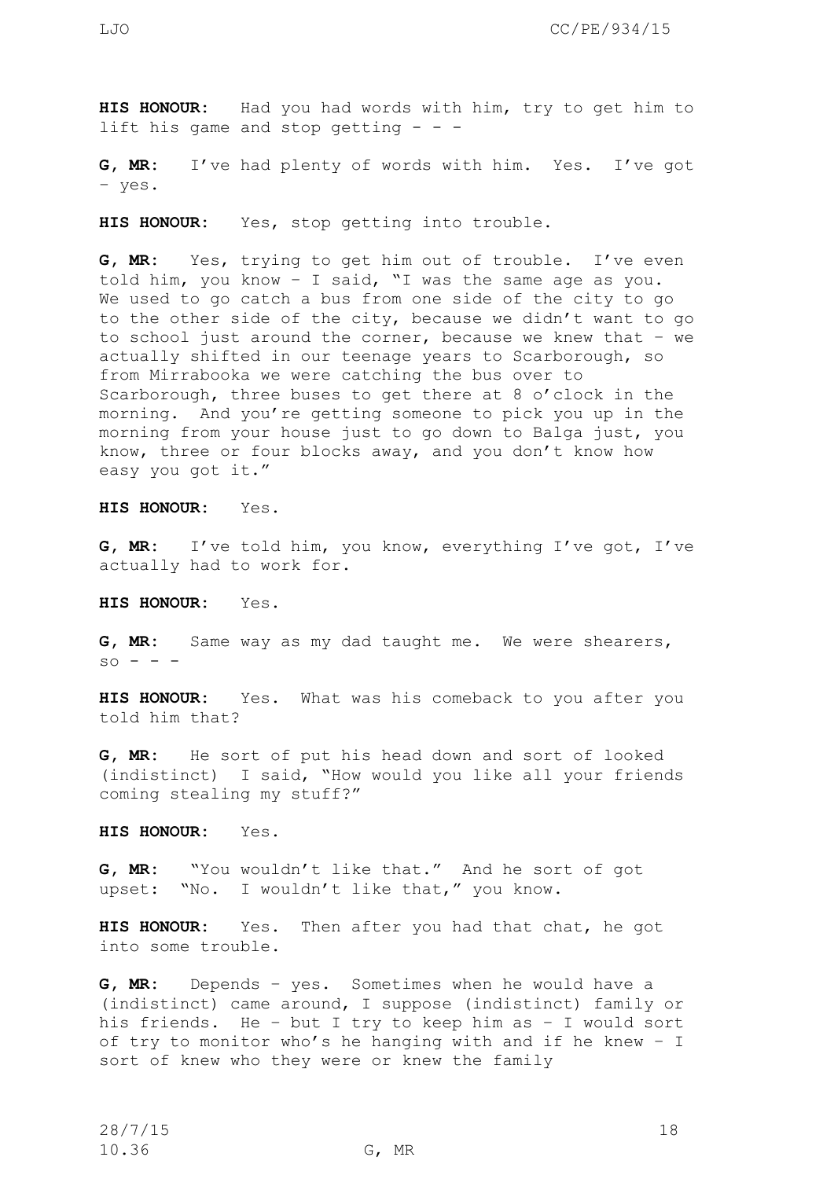**HIS HONOUR:** Had you had words with him, try to get him to lift his game and stop getting - - -

**G, MR:** I've had plenty of words with him. Yes. I've got – yes.

**HIS HONOUR:** Yes, stop getting into trouble.

**G, MR:** Yes, trying to get him out of trouble. I've even told him, you know – I said, "I was the same age as you. We used to go catch a bus from one side of the city to go to the other side of the city, because we didn't want to go to school just around the corner, because we knew that – we actually shifted in our teenage years to Scarborough, so from Mirrabooka we were catching the bus over to Scarborough, three buses to get there at 8 o'clock in the morning. And you're getting someone to pick you up in the morning from your house just to go down to Balga just, you know, three or four blocks away, and you don't know how easy you got it."

**HIS HONOUR:** Yes.

**G, MR:** I've told him, you know, everything I've got, I've actually had to work for.

**HIS HONOUR:** Yes.

**G, MR:** Same way as my dad taught me. We were shearers, so - - -

**HIS HONOUR:** Yes. What was his comeback to you after you told him that?

**G, MR:** He sort of put his head down and sort of looked (indistinct) I said, "How would you like all your friends coming stealing my stuff?"

**HIS HONOUR:** Yes.

**G, MR:** "You wouldn't like that." And he sort of got upset: "No. I wouldn't like that," you know.

**HIS HONOUR:** Yes. Then after you had that chat, he got into some trouble.

**G, MR:** Depends – yes. Sometimes when he would have a (indistinct) came around, I suppose (indistinct) family or his friends. He – but I try to keep him as – I would sort of try to monitor who's he hanging with and if he knew – I sort of knew who they were or knew the family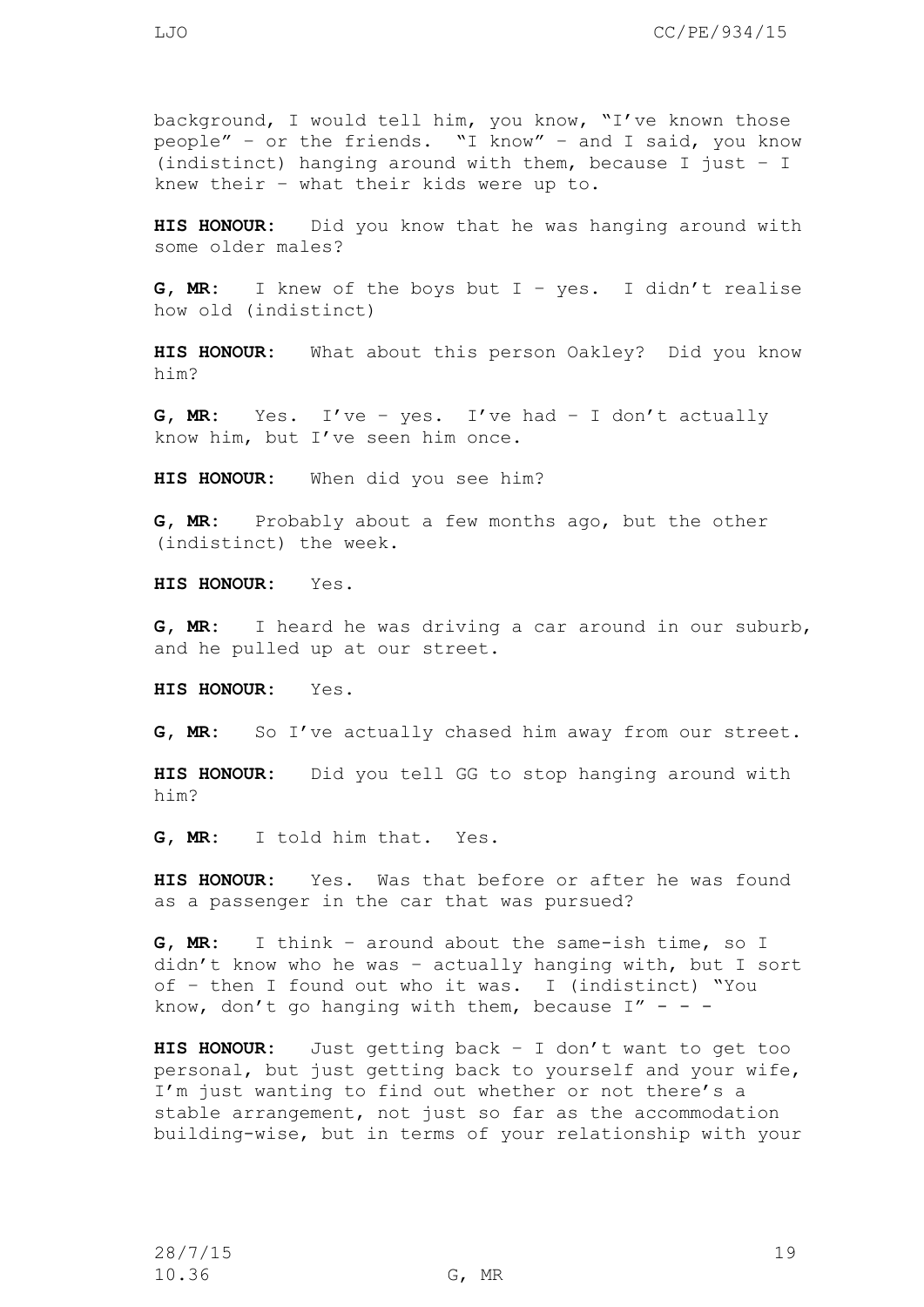background, I would tell him, you know, "I've known those people" – or the friends. "I know" – and I said, you know (indistinct) hanging around with them, because I just – I knew their – what their kids were up to.

**HIS HONOUR:** Did you know that he was hanging around with some older males?

**G, MR:** I knew of the boys but I – yes. I didn't realise how old (indistinct)

**HIS HONOUR:** What about this person Oakley? Did you know him?

**G, MR:** Yes. I've – yes. I've had – I don't actually know him, but I've seen him once.

**HIS HONOUR:** When did you see him?

**G, MR:** Probably about a few months ago, but the other (indistinct) the week.

**HIS HONOUR:** Yes.

**G, MR:** I heard he was driving a car around in our suburb, and he pulled up at our street.

**HIS HONOUR:** Yes.

**G, MR:** So I've actually chased him away from our street.

**HIS HONOUR:** Did you tell GG to stop hanging around with him?

**G, MR:** I told him that. Yes.

**HIS HONOUR:** Yes. Was that before or after he was found as a passenger in the car that was pursued?

**G, MR:** I think – around about the same-ish time, so I didn't know who he was – actually hanging with, but I sort of – then I found out who it was. I (indistinct) "You know, don't go hanging with them, because I" - - -

**HIS HONOUR:** Just getting back – I don't want to get too personal, but just getting back to yourself and your wife, I'm just wanting to find out whether or not there's a stable arrangement, not just so far as the accommodation building-wise, but in terms of your relationship with your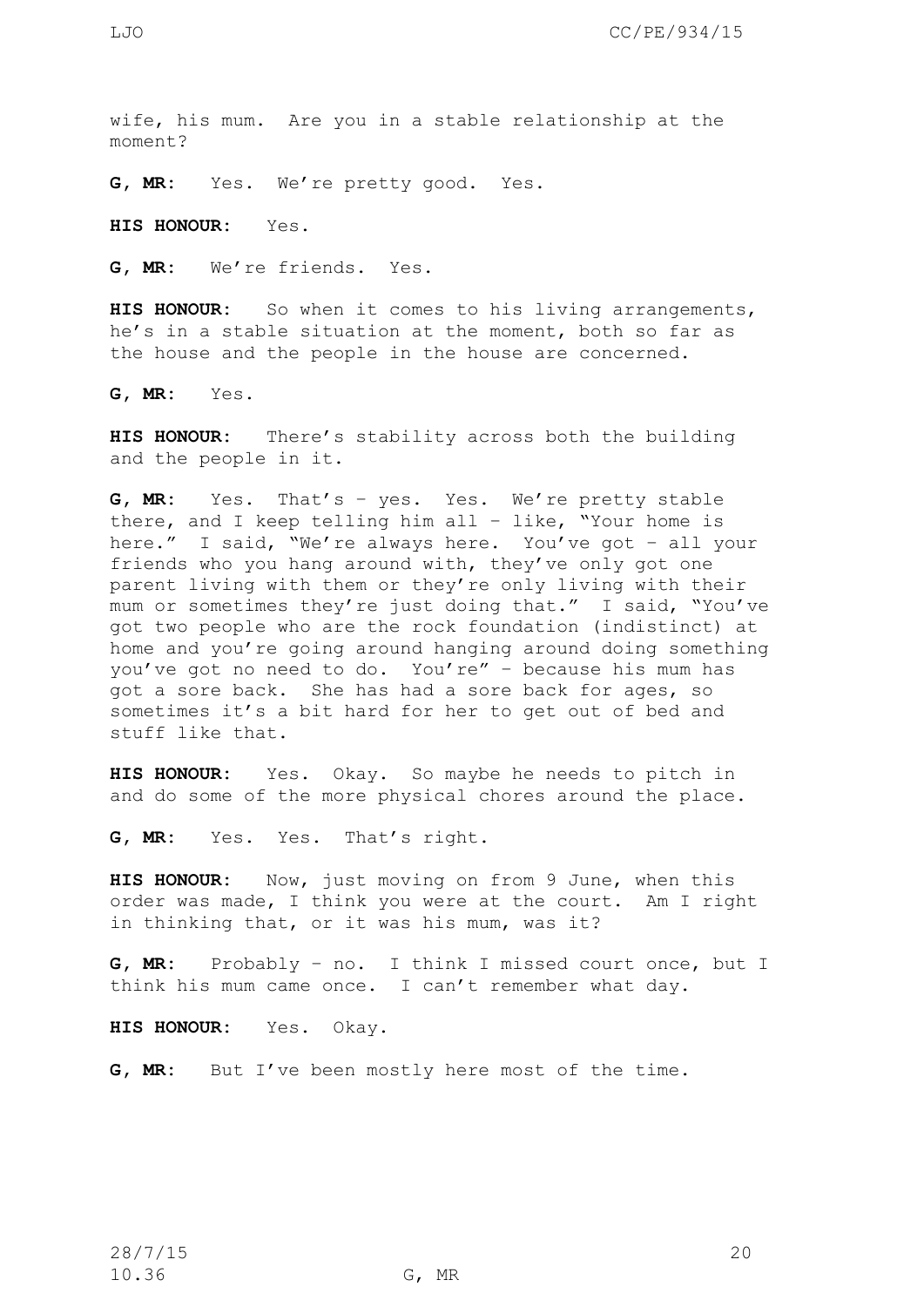wife, his mum. Are you in a stable relationship at the moment?

**G, MR:** Yes. We're pretty good. Yes.

**HIS HONOUR:** Yes.

**G, MR:** We're friends. Yes.

**HIS HONOUR:** So when it comes to his living arrangements, he's in a stable situation at the moment, both so far as the house and the people in the house are concerned.

**G, MR:** Yes.

**HIS HONOUR:** There's stability across both the building and the people in it.

**G, MR:** Yes. That's – yes. Yes. We're pretty stable there, and I keep telling him all – like, "Your home is here." I said, "We're always here. You've got – all your friends who you hang around with, they've only got one parent living with them or they're only living with their mum or sometimes they're just doing that." I said, "You've got two people who are the rock foundation (indistinct) at home and you're going around hanging around doing something you've got no need to do. You're" – because his mum has got a sore back. She has had a sore back for ages, so sometimes it's a bit hard for her to get out of bed and stuff like that.

**HIS HONOUR:** Yes. Okay. So maybe he needs to pitch in and do some of the more physical chores around the place.

**G, MR:** Yes. Yes. That's right.

**HIS HONOUR:** Now, just moving on from 9 June, when this order was made, I think you were at the court. Am I right in thinking that, or it was his mum, was it?

**G, MR:** Probably – no. I think I missed court once, but I think his mum came once. I can't remember what day.

**HIS HONOUR:** Yes. Okay.

**G, MR:** But I've been mostly here most of the time.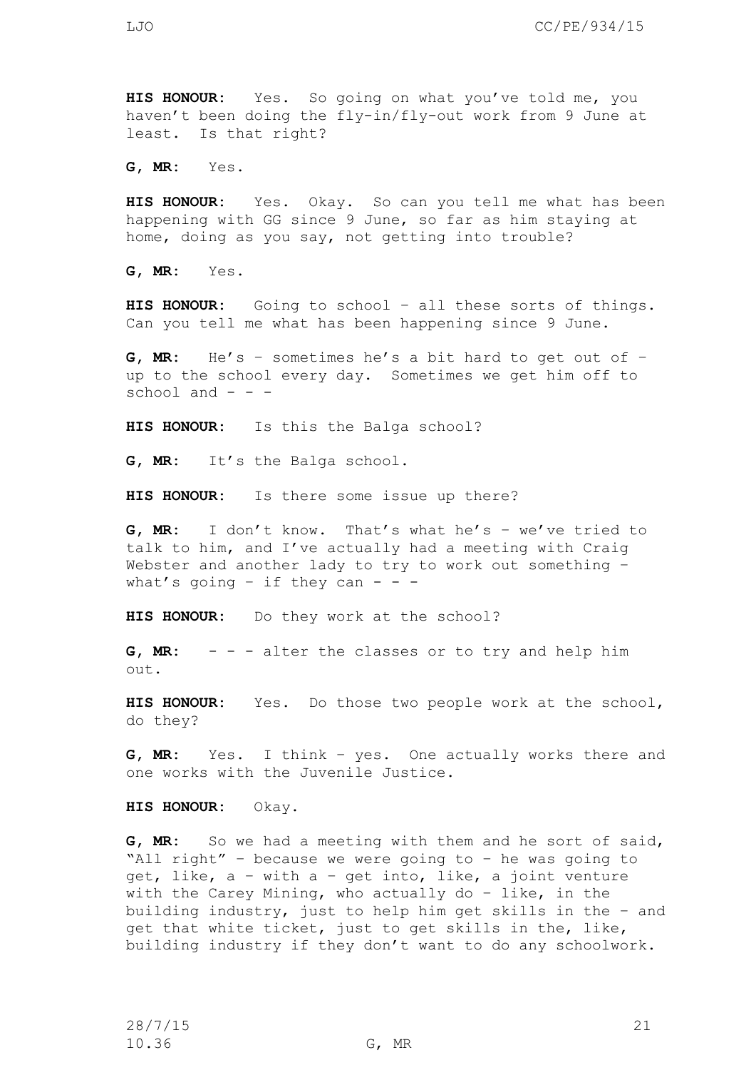**HIS HONOUR:** Yes. So going on what you've told me, you haven't been doing the fly-in/fly-out work from 9 June at least. Is that right?

**G, MR:** Yes.

**HIS HONOUR:** Yes. Okay. So can you tell me what has been happening with GG since 9 June, so far as him staying at home, doing as you say, not getting into trouble?

**G, MR:** Yes.

**HIS HONOUR:** Going to school – all these sorts of things. Can you tell me what has been happening since 9 June.

**G, MR:** He's – sometimes he's a bit hard to get out of – up to the school every day. Sometimes we get him off to school and - - -

**HIS HONOUR:** Is this the Balga school?

**G, MR:** It's the Balga school.

**HIS HONOUR:** Is there some issue up there?

**G, MR:** I don't know. That's what he's – we've tried to talk to him, and I've actually had a meeting with Craig Webster and another lady to try to work out something – what's going – if they can - - -

**HIS HONOUR:** Do they work at the school?

**G, MR:** - - - alter the classes or to try and help him out.

**HIS HONOUR:** Yes. Do those two people work at the school, do they?

**G, MR:** Yes. I think – yes. One actually works there and one works with the Juvenile Justice.

**HIS HONOUR:** Okay.

**G, MR:** So we had a meeting with them and he sort of said, "All right" – because we were going to – he was going to get, like, a – with a – get into, like, a joint venture with the Carey Mining, who actually do – like, in the building industry, just to help him get skills in the – and get that white ticket, just to get skills in the, like, building industry if they don't want to do any schoolwork.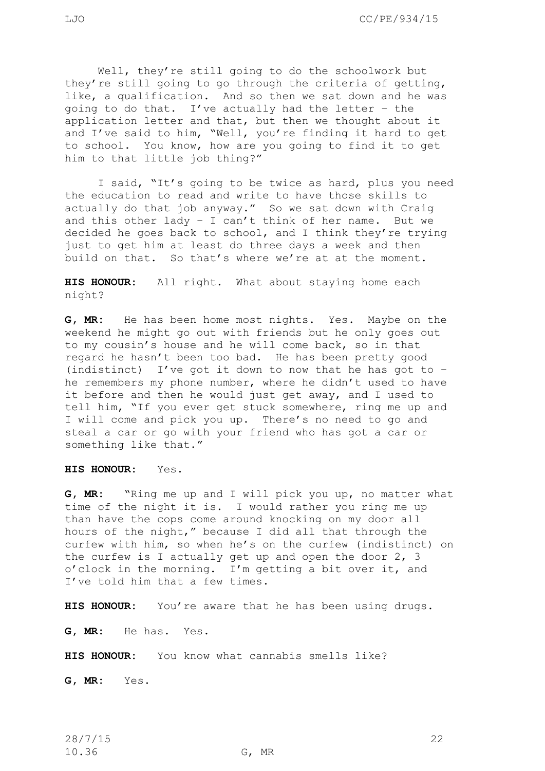Well, they're still going to do the schoolwork but they're still going to go through the criteria of getting, like, a qualification. And so then we sat down and he was going to do that. I've actually had the letter – the application letter and that, but then we thought about it and I've said to him, "Well, you're finding it hard to get to school. You know, how are you going to find it to get him to that little job thing?"

I said, "It's going to be twice as hard, plus you need the education to read and write to have those skills to actually do that job anyway." So we sat down with Craig and this other lady – I can't think of her name. But we decided he goes back to school, and I think they're trying just to get him at least do three days a week and then build on that. So that's where we're at at the moment.

**HIS HONOUR:** All right. What about staying home each night?

**G, MR:** He has been home most nights. Yes. Maybe on the weekend he might go out with friends but he only goes out to my cousin's house and he will come back, so in that regard he hasn't been too bad. He has been pretty good (indistinct) I've got it down to now that he has got to – he remembers my phone number, where he didn't used to have it before and then he would just get away, and I used to tell him, "If you ever get stuck somewhere, ring me up and I will come and pick you up. There's no need to go and steal a car or go with your friend who has got a car or something like that."

**HIS HONOUR:** Yes.

**G, MR:** "Ring me up and I will pick you up, no matter what time of the night it is. I would rather you ring me up than have the cops come around knocking on my door all hours of the night," because I did all that through the curfew with him, so when he's on the curfew (indistinct) on the curfew is I actually get up and open the door 2, 3 o'clock in the morning. I'm getting a bit over it, and I've told him that a few times.

**HIS HONOUR:** You're aware that he has been using drugs.

**G, MR:** He has. Yes.

**HIS HONOUR:** You know what cannabis smells like?

**G, MR:** Yes.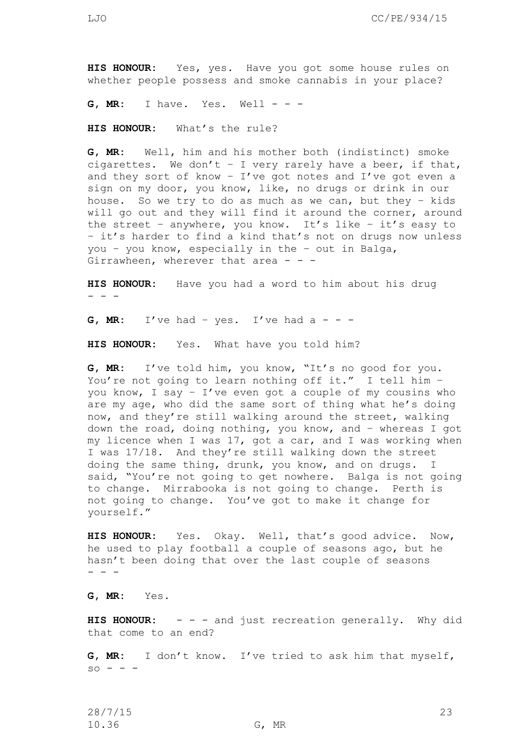**HIS HONOUR:** Yes, yes. Have you got some house rules on whether people possess and smoke cannabis in your place?

**G, MR:** I have. Yes. Well - - -

**HIS HONOUR:** What's the rule?

**G, MR:** Well, him and his mother both (indistinct) smoke cigarettes. We don't – I very rarely have a beer, if that, and they sort of know – I've got notes and I've got even a sign on my door, you know, like, no drugs or drink in our house. So we try to do as much as we can, but they – kids will go out and they will find it around the corner, around the street – anywhere, you know. It's like – it's easy to – it's harder to find a kind that's not on drugs now unless you – you know, especially in the – out in Balga, Girrawheen, wherever that area - - -

**HIS HONOUR:** Have you had a word to him about his drug - - -

**G, MR:** I've had – yes. I've had a - - -

**HIS HONOUR:** Yes. What have you told him?

**G, MR:** I've told him, you know, "It's no good for you. You're not going to learn nothing off it." I tell him – you know, I say – I've even got a couple of my cousins who are my age, who did the same sort of thing what he's doing now, and they're still walking around the street, walking down the road, doing nothing, you know, and – whereas I got my licence when I was 17, got a car, and I was working when I was 17/18. And they're still walking down the street doing the same thing, drunk, you know, and on drugs. I said, "You're not going to get nowhere. Balga is not going to change. Mirrabooka is not going to change. Perth is not going to change. You've got to make it change for yourself."

**HIS HONOUR:** Yes. Okay. Well, that's good advice. Now, he used to play football a couple of seasons ago, but he hasn't been doing that over the last couple of seasons - - -

**G, MR:** Yes.

**HIS HONOUR:** - - - and just recreation generally. Why did that come to an end?

**G, MR:** I don't know. I've tried to ask him that myself, so - - -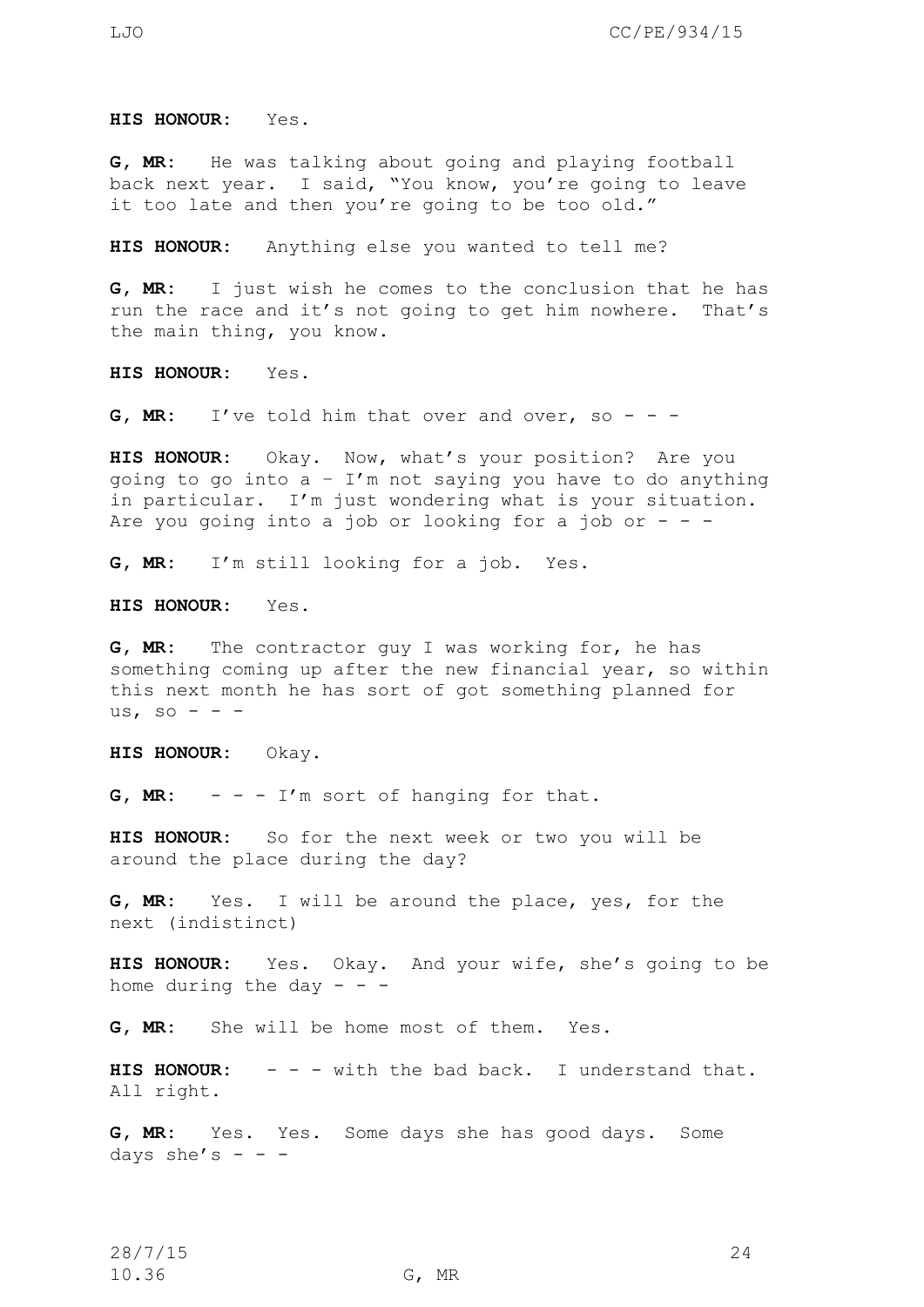**HIS HONOUR:** Yes.

**G, MR:** He was talking about going and playing football back next year. I said, "You know, you're going to leave it too late and then you're going to be too old."

**HIS HONOUR:** Anything else you wanted to tell me?

**G, MR:** I just wish he comes to the conclusion that he has run the race and it's not going to get him nowhere. That's the main thing, you know.

**HIS HONOUR:** Yes.

**G, MR:** I've told him that over and over, so - - -

**HIS HONOUR:** Okay. Now, what's your position? Are you going to go into a – I'm not saying you have to do anything in particular. I'm just wondering what is your situation. Are you going into a job or looking for a job or - - -

**G, MR:** I'm still looking for a job. Yes.

**HIS HONOUR:** Yes.

**G, MR:** The contractor guy I was working for, he has something coming up after the new financial year, so within this next month he has sort of got something planned for us, so - - -

**HIS HONOUR:** Okay.

**G, MR:** - - - I'm sort of hanging for that.

**HIS HONOUR:** So for the next week or two you will be around the place during the day?

**G, MR:** Yes. I will be around the place, yes, for the next (indistinct)

**HIS HONOUR:** Yes. Okay. And your wife, she's going to be home during the day - - -

**G, MR:** She will be home most of them. Yes.

**HIS HONOUR:** - - - with the bad back. I understand that. All right.

**G, MR:** Yes. Yes. Some days she has good days. Some days she's - - -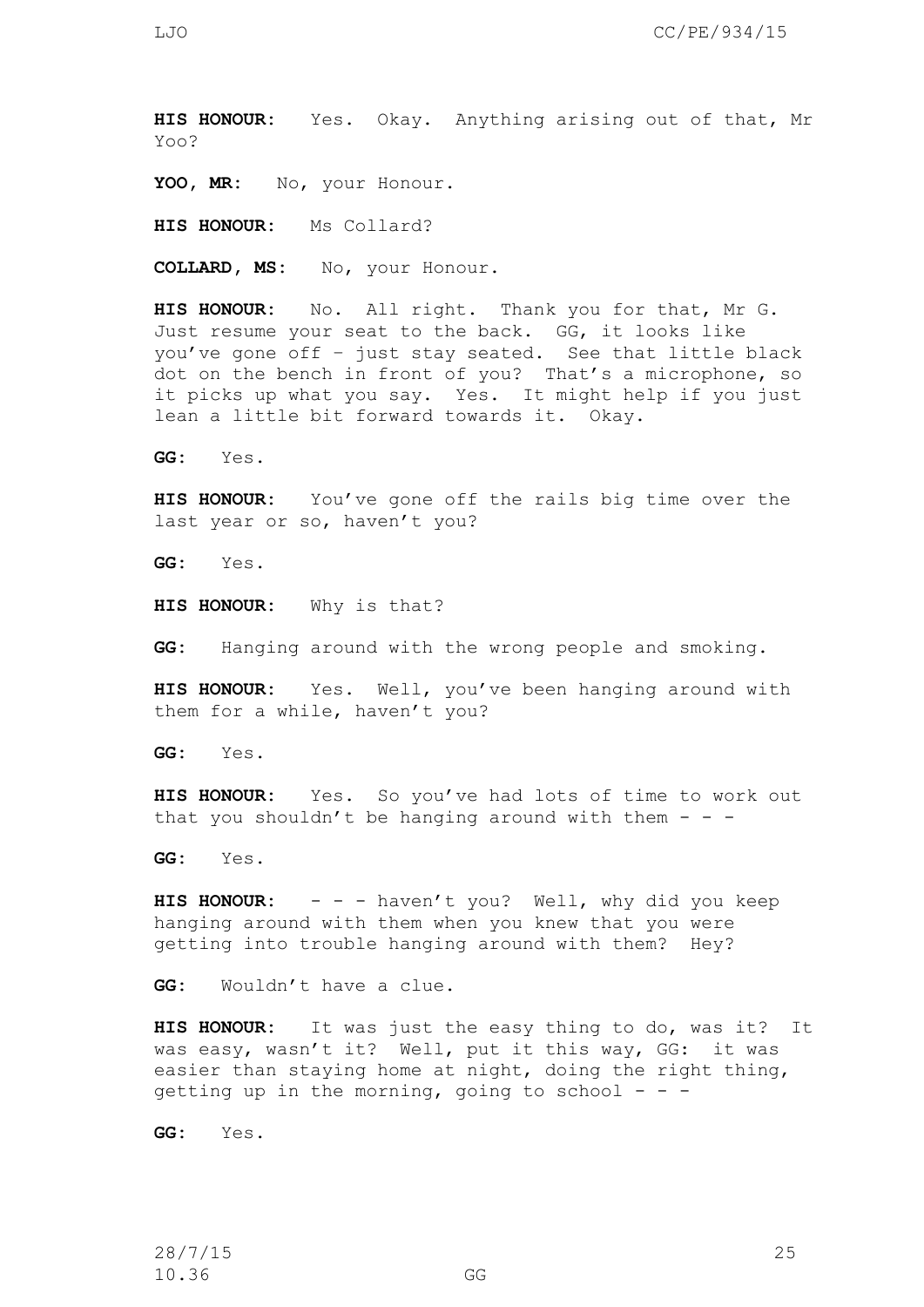**HIS HONOUR:** Yes. Okay. Anything arising out of that, Mr Yoo?

**YOO, MR:** No, your Honour.

**HIS HONOUR:** Ms Collard?

**COLLARD, MS:** No, your Honour.

**HIS HONOUR:** No. All right. Thank you for that, Mr G. Just resume your seat to the back. GG, it looks like you've gone off – just stay seated. See that little black dot on the bench in front of you? That's a microphone, so it picks up what you say. Yes. It might help if you just lean a little bit forward towards it. Okay.

**GG:** Yes.

**HIS HONOUR:** You've gone off the rails big time over the last year or so, haven't you?

**GG:** Yes.

**HIS HONOUR:** Why is that?

**GG:** Hanging around with the wrong people and smoking.

**HIS HONOUR:** Yes. Well, you've been hanging around with them for a while, haven't you?

**GG:** Yes.

**HIS HONOUR:** Yes. So you've had lots of time to work out that you shouldn't be hanging around with them - - -

**GG:** Yes.

**HIS HONOUR:** - - - haven't you? Well, why did you keep hanging around with them when you knew that you were getting into trouble hanging around with them? Hey?

**GG:** Wouldn't have a clue.

**HIS HONOUR:** It was just the easy thing to do, was it? It was easy, wasn't it? Well, put it this way, GG: it was easier than staying home at night, doing the right thing, getting up in the morning, going to school - - -

**GG:** Yes.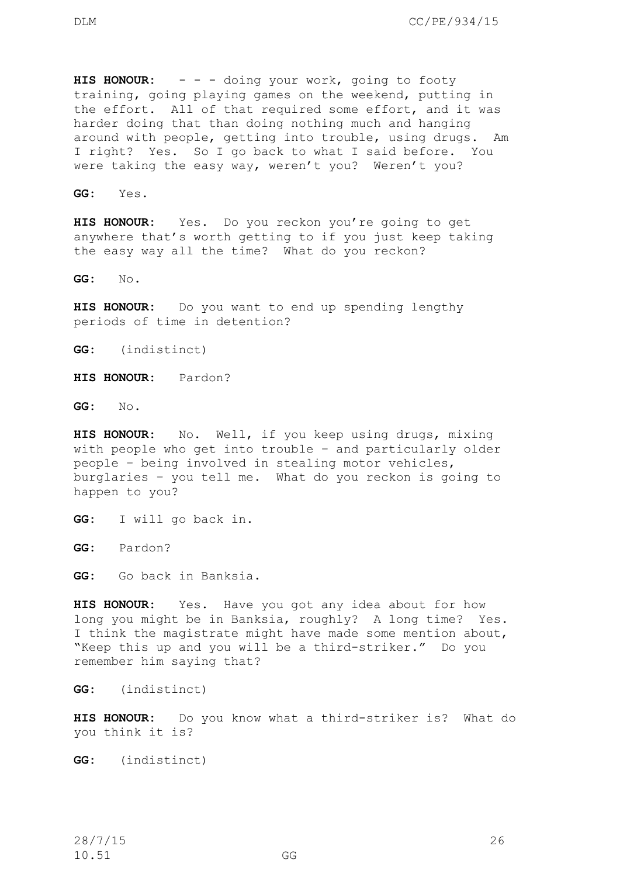**HIS HONOUR:** - - - doing your work, going to footy training, going playing games on the weekend, putting in the effort. All of that required some effort, and it was harder doing that than doing nothing much and hanging around with people, getting into trouble, using drugs. Am I right? Yes. So I go back to what I said before. You were taking the easy way, weren't you? Weren't you?

**GG:** Yes.

**HIS HONOUR:** Yes. Do you reckon you're going to get anywhere that's worth getting to if you just keep taking the easy way all the time? What do you reckon?

**GG:** No.

**HIS HONOUR:** Do you want to end up spending lengthy periods of time in detention?

**GG:** (indistinct)

**HIS HONOUR:** Pardon?

**GG:** No.

**HIS HONOUR:** No. Well, if you keep using drugs, mixing with people who get into trouble – and particularly older people – being involved in stealing motor vehicles, burglaries – you tell me. What do you reckon is going to happen to you?

**GG:** I will go back in.

**GG:** Pardon?

**GG:** Go back in Banksia.

**HIS HONOUR:** Yes. Have you got any idea about for how long you might be in Banksia, roughly? A long time? Yes. I think the magistrate might have made some mention about, "Keep this up and you will be a third-striker." Do you remember him saying that?

**GG:** (indistinct)

**HIS HONOUR:** Do you know what a third-striker is? What do you think it is?

**GG:** (indistinct)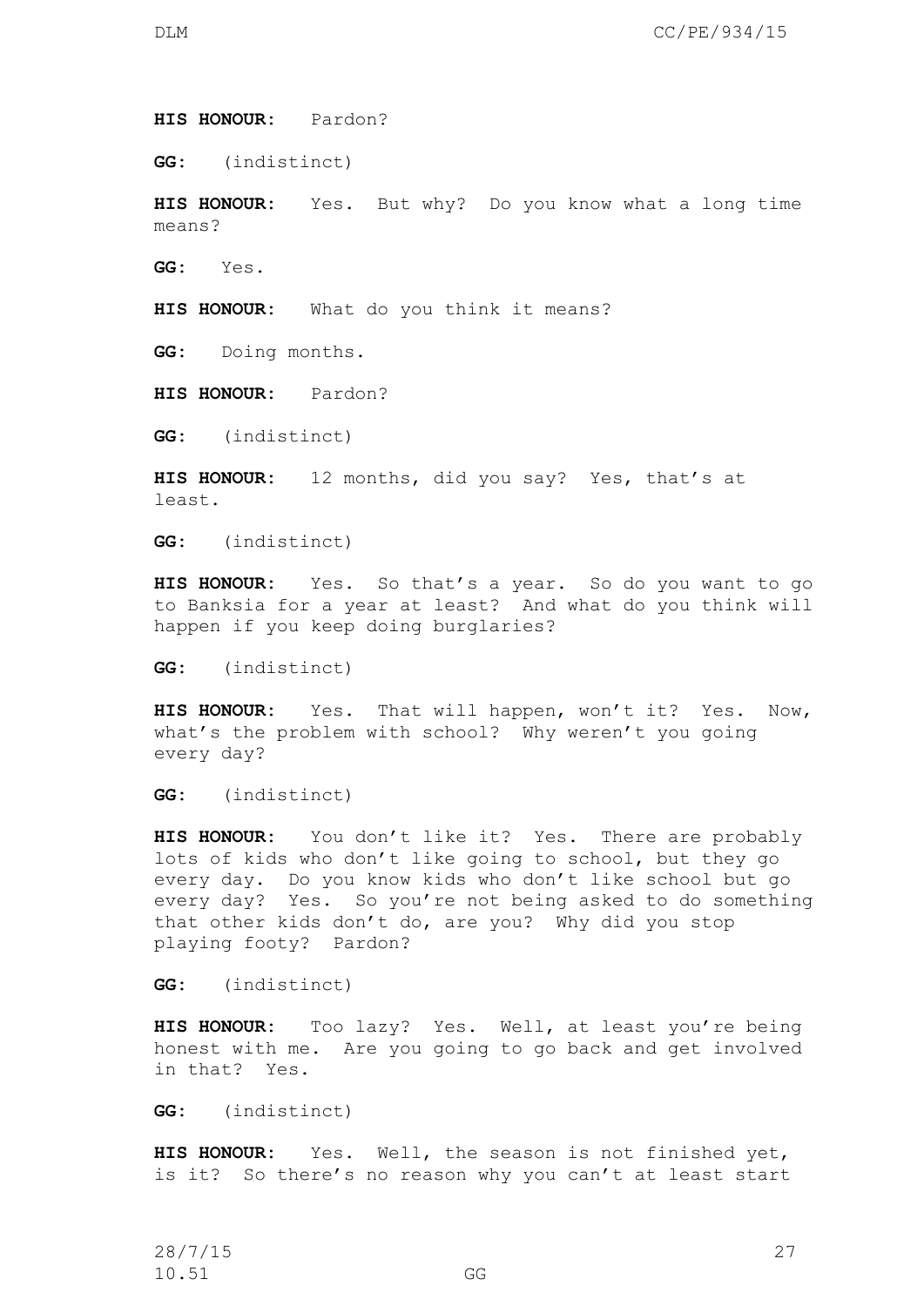**HIS HONOUR:** Pardon?

**GG:** (indistinct)

**HIS HONOUR:** Yes. But why? Do you know what a long time means?

**GG:** Yes.

**HIS HONOUR:** What do you think it means?

**GG:** Doing months.

**HIS HONOUR:** Pardon?

**GG:** (indistinct)

**HIS HONOUR:** 12 months, did you say? Yes, that's at least.

**GG:** (indistinct)

**HIS HONOUR:** Yes. So that's a year. So do you want to go to Banksia for a year at least? And what do you think will happen if you keep doing burglaries?

**GG:** (indistinct)

**HIS HONOUR:** Yes. That will happen, won't it? Yes. Now, what's the problem with school? Why weren't you going every day?

**GG:** (indistinct)

**HIS HONOUR:** You don't like it? Yes. There are probably lots of kids who don't like going to school, but they go every day. Do you know kids who don't like school but go every day? Yes. So you're not being asked to do something that other kids don't do, are you? Why did you stop playing footy? Pardon?

**GG:** (indistinct)

**HIS HONOUR:** Too lazy? Yes. Well, at least you're being honest with me. Are you going to go back and get involved in that? Yes.

**GG:** (indistinct)

**HIS HONOUR:** Yes. Well, the season is not finished yet, is it? So there's no reason why you can't at least start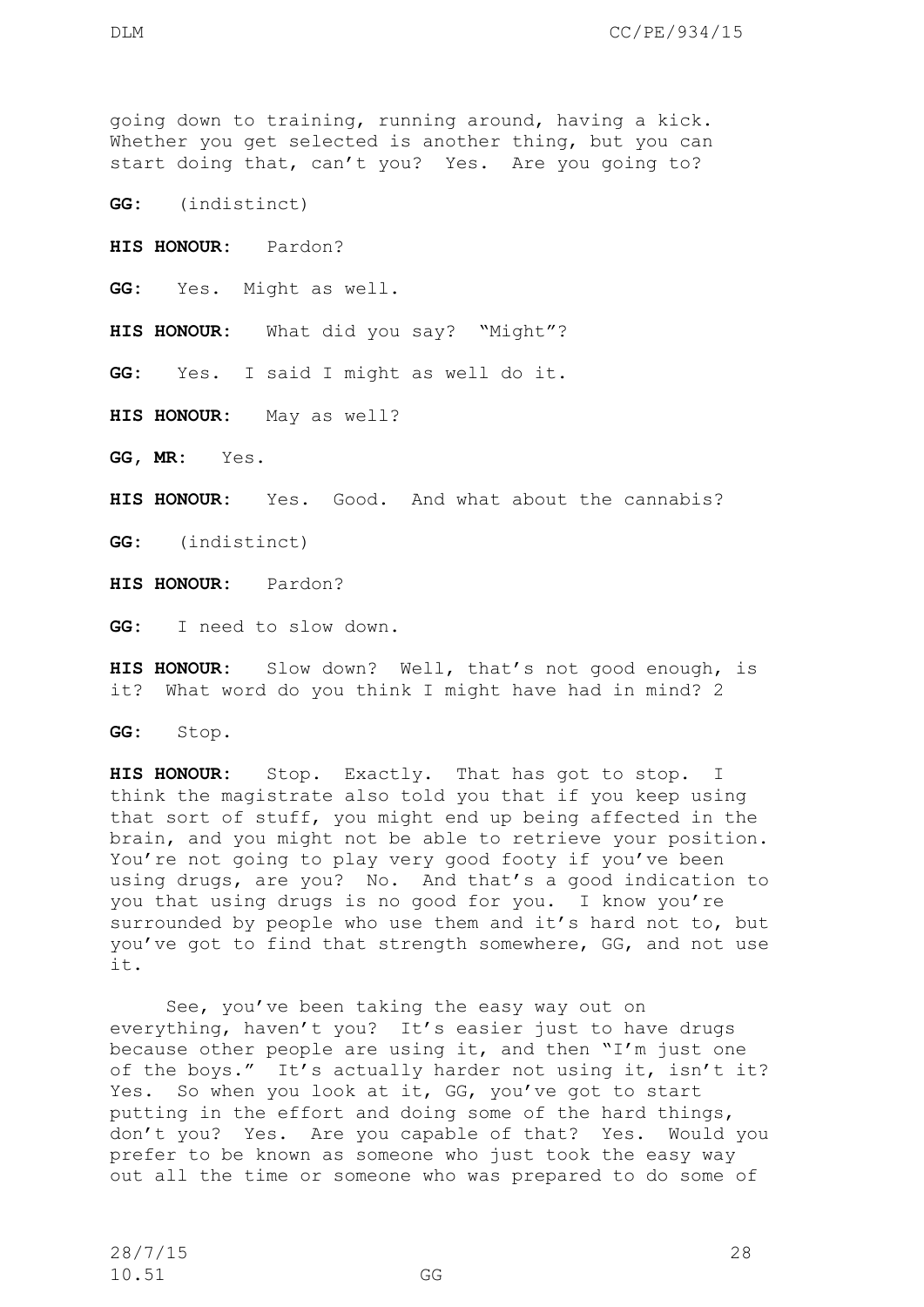going down to training, running around, having a kick. Whether you get selected is another thing, but you can start doing that, can't you? Yes. Are you going to?

**GG:** (indistinct)

**HIS HONOUR:** Pardon?

**GG:** Yes. Might as well.

**HIS HONOUR:** What did you say? "Might"?

**GG:** Yes. I said I might as well do it.

**HIS HONOUR:** May as well?

**GG, MR:** Yes.

**HIS HONOUR:** Yes. Good. And what about the cannabis?

**GG:** (indistinct)

**HIS HONOUR:** Pardon?

**GG:** I need to slow down.

**HIS HONOUR:** Slow down? Well, that's not good enough, is it? What word do you think I might have had in mind? 2

**GG:** Stop.

**HIS HONOUR:** Stop. Exactly. That has got to stop. I think the magistrate also told you that if you keep using that sort of stuff, you might end up being affected in the brain, and you might not be able to retrieve your position. You're not going to play very good footy if you've been using drugs, are you? No. And that's a good indication to you that using drugs is no good for you. I know you're surrounded by people who use them and it's hard not to, but you've got to find that strength somewhere, GG, and not use it.

See, you've been taking the easy way out on everything, haven't you? It's easier just to have drugs because other people are using it, and then "I'm just one of the boys." It's actually harder not using it, isn't it? Yes. So when you look at it, GG, you've got to start putting in the effort and doing some of the hard things, don't you? Yes. Are you capable of that? Yes. Would you prefer to be known as someone who just took the easy way out all the time or someone who was prepared to do some of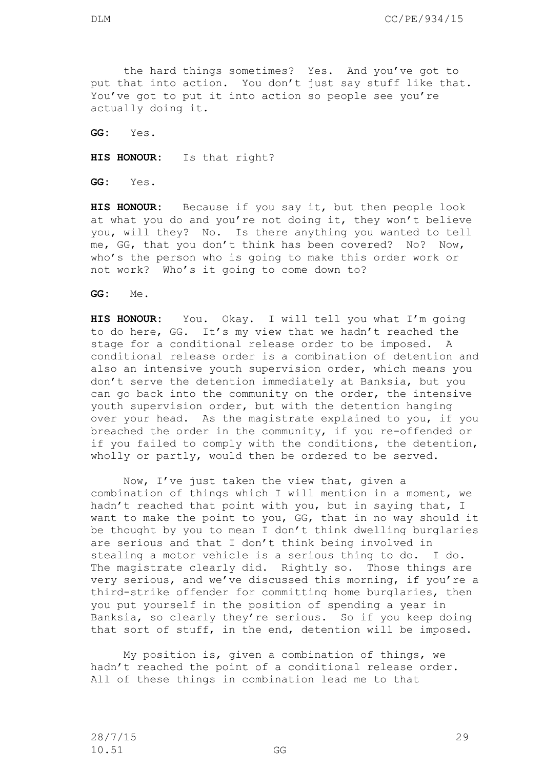the hard things sometimes? Yes. And you've got to put that into action. You don't just say stuff like that. You've got to put it into action so people see you're actually doing it.

**GG:** Yes.

**HIS HONOUR:** Is that right?

**GG:** Yes.

**HIS HONOUR:** Because if you say it, but then people look at what you do and you're not doing it, they won't believe you, will they? No. Is there anything you wanted to tell me, GG, that you don't think has been covered? No? Now, who's the person who is going to make this order work or not work? Who's it going to come down to?

**GG:** Me.

**HIS HONOUR:** You. Okay. I will tell you what I'm going to do here, GG. It's my view that we hadn't reached the stage for a conditional release order to be imposed. A conditional release order is a combination of detention and also an intensive youth supervision order, which means you don't serve the detention immediately at Banksia, but you can go back into the community on the order, the intensive youth supervision order, but with the detention hanging over your head. As the magistrate explained to you, if you breached the order in the community, if you re-offended or if you failed to comply with the conditions, the detention, wholly or partly, would then be ordered to be served.

Now, I've just taken the view that, given a combination of things which I will mention in a moment, we hadn't reached that point with you, but in saying that, I want to make the point to you, GG, that in no way should it be thought by you to mean I don't think dwelling burglaries are serious and that I don't think being involved in stealing a motor vehicle is a serious thing to do. I do. The magistrate clearly did. Rightly so. Those things are very serious, and we've discussed this morning, if you're a third-strike offender for committing home burglaries, then you put yourself in the position of spending a year in Banksia, so clearly they're serious. So if you keep doing that sort of stuff, in the end, detention will be imposed.

My position is, given a combination of things, we hadn't reached the point of a conditional release order. All of these things in combination lead me to that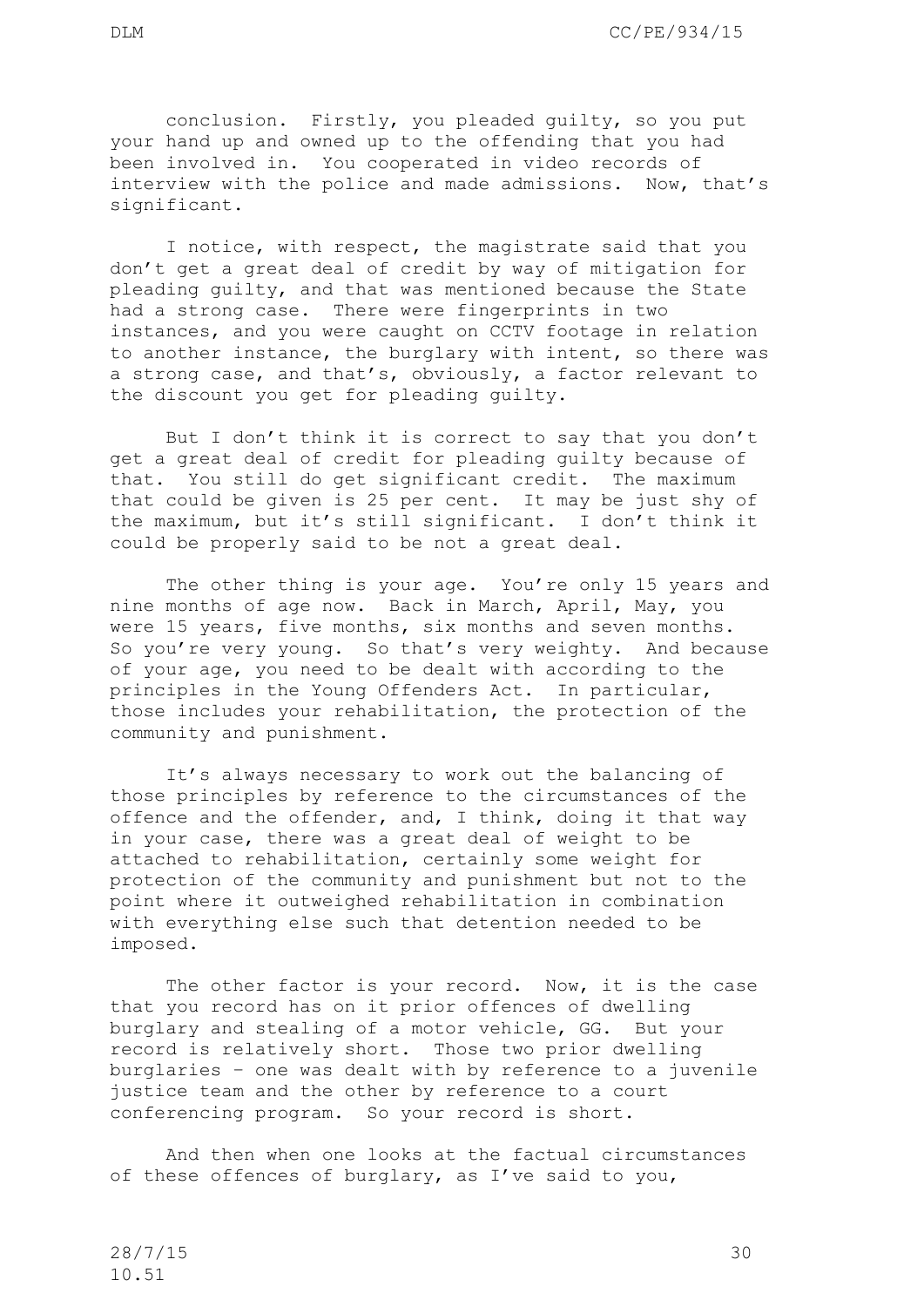conclusion. Firstly, you pleaded guilty, so you put your hand up and owned up to the offending that you had been involved in. You cooperated in video records of interview with the police and made admissions. Now, that's significant.

I notice, with respect, the magistrate said that you don't get a great deal of credit by way of mitigation for pleading guilty, and that was mentioned because the State had a strong case. There were fingerprints in two instances, and you were caught on CCTV footage in relation to another instance, the burglary with intent, so there was a strong case, and that's, obviously, a factor relevant to the discount you get for pleading guilty.

But I don't think it is correct to say that you don't get a great deal of credit for pleading guilty because of that. You still do get significant credit. The maximum that could be given is 25 per cent. It may be just shy of the maximum, but it's still significant. I don't think it could be properly said to be not a great deal.

The other thing is your age. You're only 15 years and nine months of age now. Back in March, April, May, you were 15 years, five months, six months and seven months. So you're very young. So that's very weighty. And because of your age, you need to be dealt with according to the principles in the Young Offenders Act. In particular, those includes your rehabilitation, the protection of the community and punishment.

It's always necessary to work out the balancing of those principles by reference to the circumstances of the offence and the offender, and, I think, doing it that way in your case, there was a great deal of weight to be attached to rehabilitation, certainly some weight for protection of the community and punishment but not to the point where it outweighed rehabilitation in combination with everything else such that detention needed to be imposed.

The other factor is your record. Now, it is the case that you record has on it prior offences of dwelling burglary and stealing of a motor vehicle, GG. But your record is relatively short. Those two prior dwelling burglaries – one was dealt with by reference to a juvenile justice team and the other by reference to a court conferencing program. So your record is short.

And then when one looks at the factual circumstances of these offences of burglary, as I've said to you,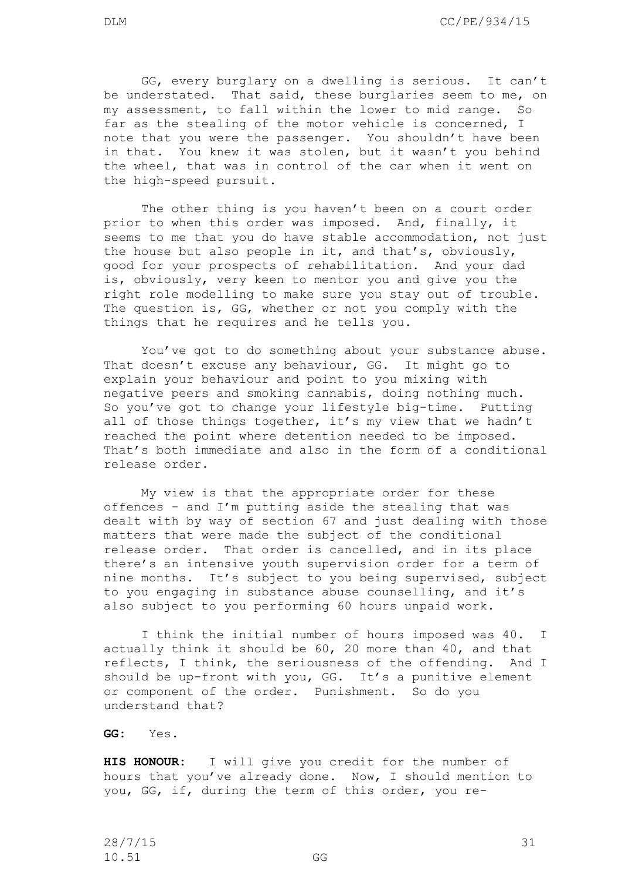GG, every burglary on a dwelling is serious. It can't be understated. That said, these burglaries seem to me, on my assessment, to fall within the lower to mid range. So far as the stealing of the motor vehicle is concerned, I note that you were the passenger. You shouldn't have been in that. You knew it was stolen, but it wasn't you behind the wheel, that was in control of the car when it went on the high-speed pursuit.

The other thing is you haven't been on a court order prior to when this order was imposed. And, finally, it seems to me that you do have stable accommodation, not just the house but also people in it, and that's, obviously, good for your prospects of rehabilitation. And your dad is, obviously, very keen to mentor you and give you the right role modelling to make sure you stay out of trouble. The question is, GG, whether or not you comply with the things that he requires and he tells you.

You've got to do something about your substance abuse. That doesn't excuse any behaviour, GG. It might go to explain your behaviour and point to you mixing with negative peers and smoking cannabis, doing nothing much. So you've got to change your lifestyle big-time. Putting all of those things together, it's my view that we hadn't reached the point where detention needed to be imposed. That's both immediate and also in the form of a conditional release order.

My view is that the appropriate order for these offences – and I'm putting aside the stealing that was dealt with by way of section 67 and just dealing with those matters that were made the subject of the conditional release order. That order is cancelled, and in its place there's an intensive youth supervision order for a term of nine months. It's subject to you being supervised, subject to you engaging in substance abuse counselling, and it's also subject to you performing 60 hours unpaid work.

I think the initial number of hours imposed was 40. I actually think it should be 60, 20 more than 40, and that reflects, I think, the seriousness of the offending. And I should be up-front with you, GG. It's a punitive element or component of the order. Punishment. So do you understand that?

**GG:** Yes.

**HIS HONOUR:** I will give you credit for the number of hours that you've already done. Now, I should mention to you, GG, if, during the term of this order, you re-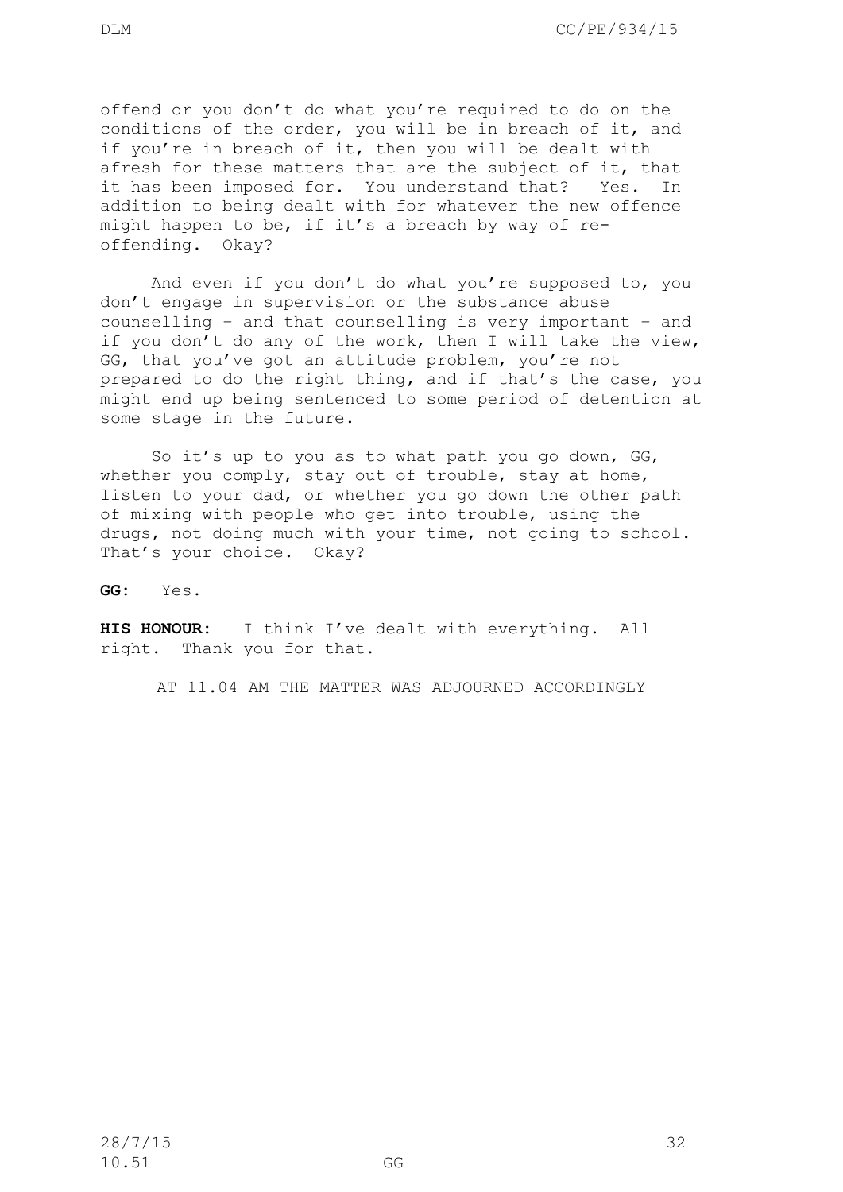offend or you don't do what you're required to do on the conditions of the order, you will be in breach of it, and if you're in breach of it, then you will be dealt with afresh for these matters that are the subject of it, that it has been imposed for. You understand that? Yes. In addition to being dealt with for whatever the new offence might happen to be, if it's a breach by way of re-offending. Okay?

And even if you don't do what you're supposed to, you don't engage in supervision or the substance abuse counselling – and that counselling is very important – and if you don't do any of the work, then I will take the view, GG, that you've got an attitude problem, you're not prepared to do the right thing, and if that's the case, you might end up being sentenced to some period of detention at some stage in the future.

So it's up to you as to what path you go down, GG, whether you comply, stay out of trouble, stay at home, listen to your dad, or whether you go down the other path of mixing with people who get into trouble, using the drugs, not doing much with your time, not going to school. That's your choice. Okay?

**GG:** Yes.

**HIS HONOUR:** I think I've dealt with everything. All right. Thank you for that.

AT 11.04 AM THE MATTER WAS ADJOURNED ACCORDINGLY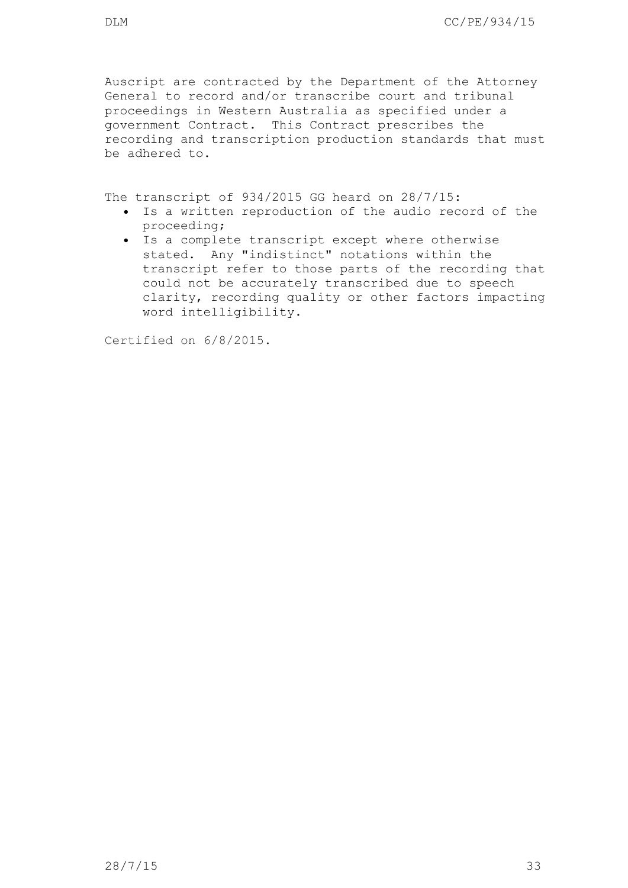Auscript are contracted by the Department of the Attorney General to record and/or transcribe court and tribunal proceedings in Western Australia as specified under a government Contract. This Contract prescribes the recording and transcription production standards that must be adhered to.

The transcript of 934/2015 GG heard on 28/7/15:

- Is a written reproduction of the audio record of the proceeding;
- Is a complete transcript except where otherwise stated. Any "indistinct" notations within the transcript refer to those parts of the recording that could not be accurately transcribed due to speech clarity, recording quality or other factors impacting word intelligibility.

Certified on 6/8/2015.